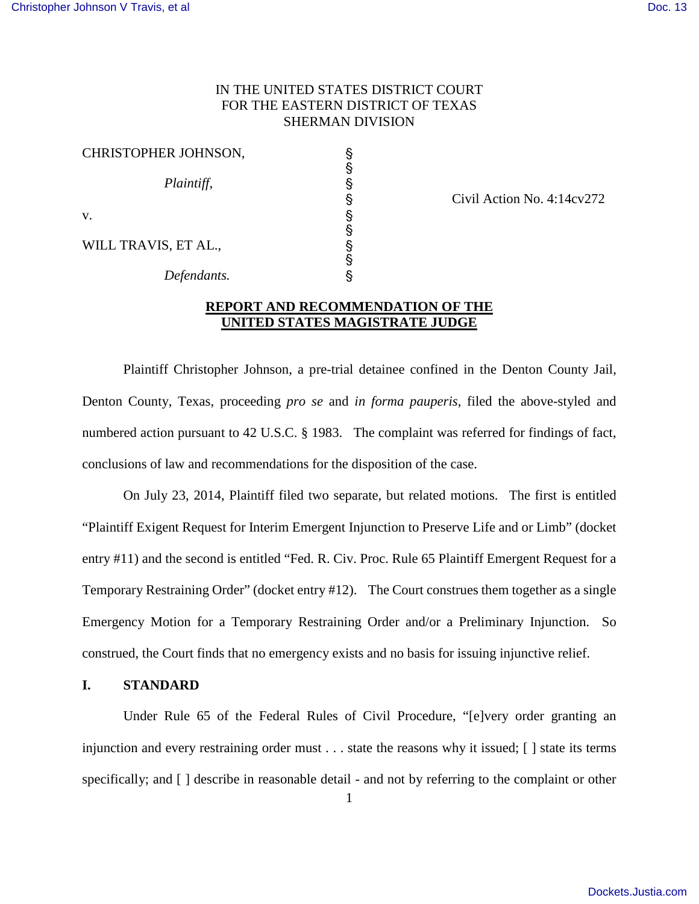IN THE UNITED STATES DISTRICT COURT
FOR THE EASTERN DISTRICT OF TEXAS
SHERMAN DIVISION

| | | |
|---|---|---|
| CHRISTOPHER JOHNSON, | § | |
| | § | |
| *Plaintiff,* | § | |
| | § | Civil Action No. 4:14cv272 |
| v. | § | |
| | § | |
| WILL TRAVIS, ET AL., | § | |
| | § | |
| *Defendants.* | § | |

**REPORT AND RECOMMENDATION OF THE UNITED STATES MAGISTRATE JUDGE**

Plaintiff Christopher Johnson, a pre-trial detainee confined in the Denton County Jail, Denton County, Texas, proceeding *pro se* and *in forma pauperis*, filed the above-styled and numbered action pursuant to 42 U.S.C. § 1983. The complaint was referred for findings of fact, conclusions of law and recommendations for the disposition of the case.

On July 23, 2014, Plaintiff filed two separate, but related motions. The first is entitled "Plaintiff Exigent Request for Interim Emergent Injunction to Preserve Life and or Limb" (docket entry #11) and the second is entitled "Fed. R. Civ. Proc. Rule 65 Plaintiff Emergent Request for a Temporary Restraining Order" (docket entry #12). The Court construes them together as a single Emergency Motion for a Temporary Restraining Order and/or a Preliminary Injunction. So construed, the Court finds that no emergency exists and no basis for issuing injunctive relief.

## I. STANDARD

Under Rule 65 of the Federal Rules of Civil Procedure, "[e]very order granting an injunction and every restraining order must . . . state the reasons why it issued; [ ] state its terms specifically; and [ ] describe in reasonable detail - and not by referring to the complaint or other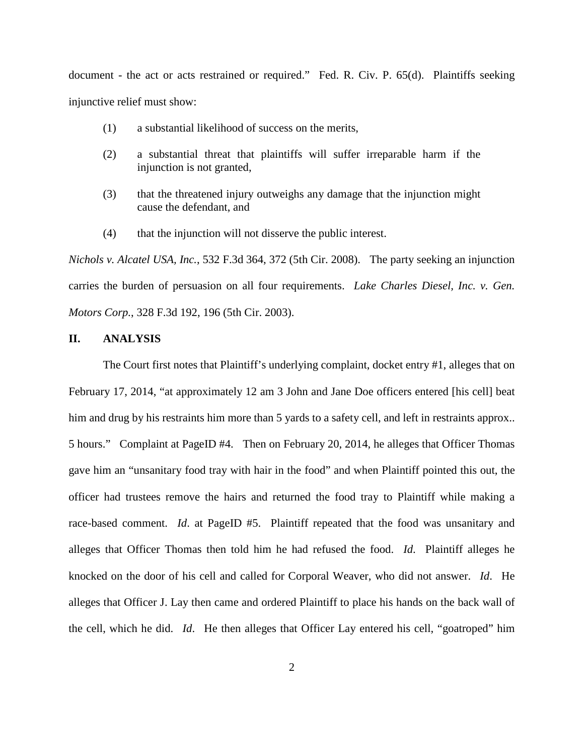document - the act or acts restrained or required." Fed. R. Civ. P. 65(d). Plaintiffs seeking injunctive relief must show:

(1) a substantial likelihood of success on the merits,

(2) a substantial threat that plaintiffs will suffer irreparable harm if the injunction is not granted,

(3) that the threatened injury outweighs any damage that the injunction might cause the defendant, and

(4) that the injunction will not disserve the public interest.

*Nichols v. Alcatel USA, Inc.*, 532 F.3d 364, 372 (5th Cir. 2008). The party seeking an injunction carries the burden of persuasion on all four requirements. *Lake Charles Diesel, Inc. v. Gen. Motors Corp.*, 328 F.3d 192, 196 (5th Cir. 2003).

## II. ANALYSIS

The Court first notes that Plaintiff's underlying complaint, docket entry #1, alleges that on February 17, 2014, "at approximately 12 am 3 John and Jane Doe officers entered [his cell] beat him and drug by his restraints him more than 5 yards to a safety cell, and left in restraints approx.. 5 hours." Complaint at PageID #4. Then on February 20, 2014, he alleges that Officer Thomas gave him an "unsanitary food tray with hair in the food" and when Plaintiff pointed this out, the officer had trustees remove the hairs and returned the food tray to Plaintiff while making a race-based comment. *Id*. at PageID #5. Plaintiff repeated that the food was unsanitary and alleges that Officer Thomas then told him he had refused the food. *Id.* Plaintiff alleges he knocked on the door of his cell and called for Corporal Weaver, who did not answer. *Id*. He alleges that Officer J. Lay then came and ordered Plaintiff to place his hands on the back wall of the cell, which he did. *Id*. He then alleges that Officer Lay entered his cell, "goatroped" him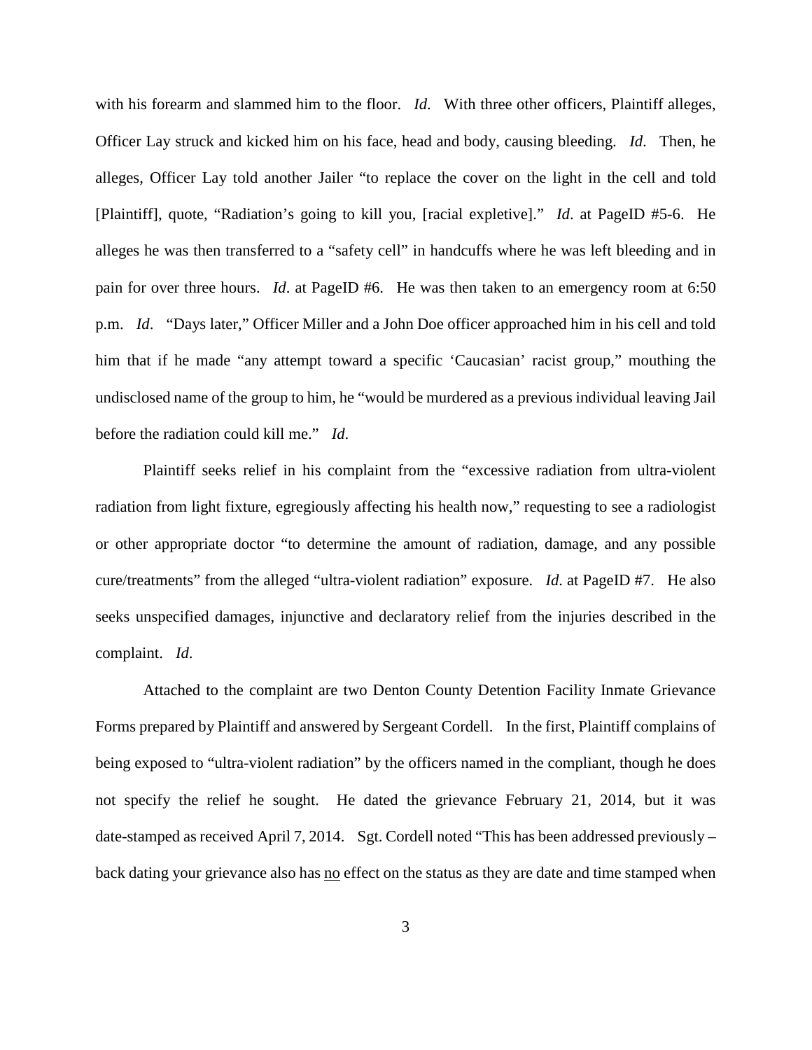with his forearm and slammed him to the floor. *Id*. With three other officers, Plaintiff alleges, Officer Lay struck and kicked him on his face, head and body, causing bleeding. *Id*. Then, he alleges, Officer Lay told another Jailer "to replace the cover on the light in the cell and told [Plaintiff], quote, "Radiation's going to kill you, [racial expletive]." *Id*. at PageID #5-6. He alleges he was then transferred to a "safety cell" in handcuffs where he was left bleeding and in pain for over three hours. *Id*. at PageID #6. He was then taken to an emergency room at 6:50 p.m. *Id*. "Days later," Officer Miller and a John Doe officer approached him in his cell and told him that if he made "any attempt toward a specific 'Caucasian' racist group," mouthing the undisclosed name of the group to him, he "would be murdered as a previous individual leaving Jail before the radiation could kill me." *Id*.

Plaintiff seeks relief in his complaint from the "excessive radiation from ultra-violent radiation from light fixture, egregiously affecting his health now," requesting to see a radiologist or other appropriate doctor "to determine the amount of radiation, damage, and any possible cure/treatments" from the alleged "ultra-violent radiation" exposure. *Id*. at PageID #7. He also seeks unspecified damages, injunctive and declaratory relief from the injuries described in the complaint. *Id*.

Attached to the complaint are two Denton County Detention Facility Inmate Grievance Forms prepared by Plaintiff and answered by Sergeant Cordell. In the first, Plaintiff complains of being exposed to "ultra-violent radiation" by the officers named in the compliant, though he does not specify the relief he sought. He dated the grievance February 21, 2014, but it was date-stamped as received April 7, 2014. Sgt. Cordell noted "This has been addressed previously – back dating your grievance also has <u>no</u> effect on the status as they are date and time stamped when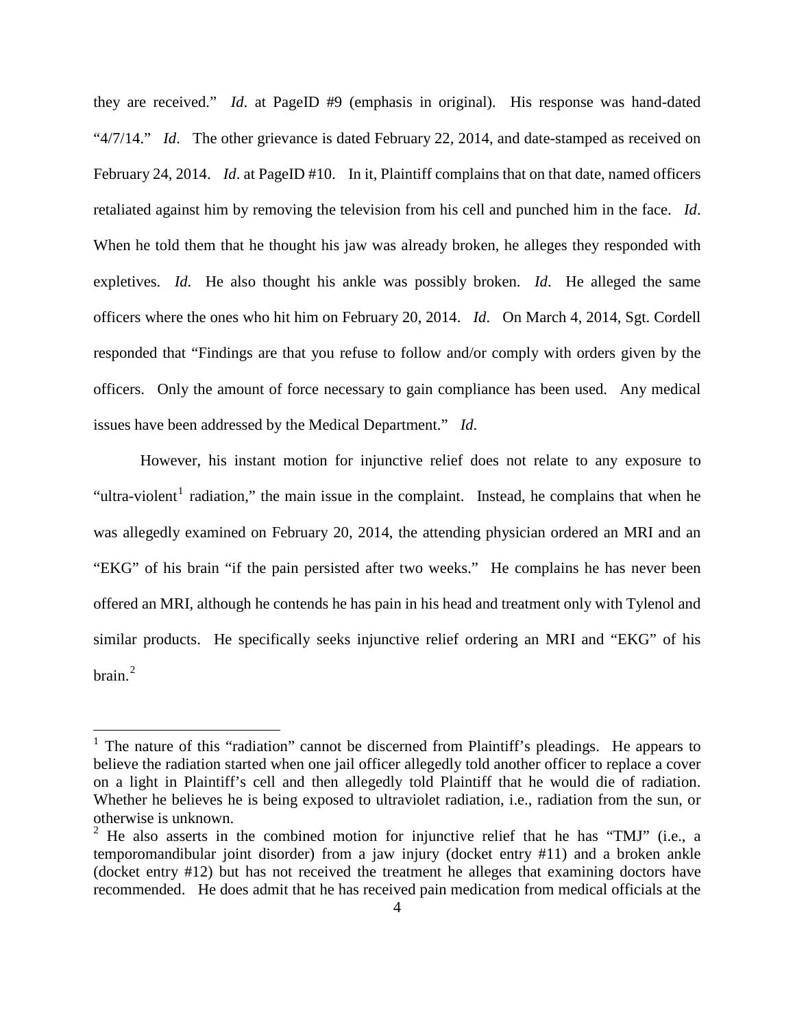they are received." *Id*. at PageID #9 (emphasis in original). His response was hand-dated "4/7/14." *Id*. The other grievance is dated February 22, 2014, and date-stamped as received on February 24, 2014. *Id*. at PageID #10. In it, Plaintiff complains that on that date, named officers retaliated against him by removing the television from his cell and punched him in the face. *Id*. When he told them that he thought his jaw was already broken, he alleges they responded with expletives. *Id*. He also thought his ankle was possibly broken. *Id*. He alleged the same officers where the ones who hit him on February 20, 2014. *Id*. On March 4, 2014, Sgt. Cordell responded that "Findings are that you refuse to follow and/or comply with orders given by the officers. Only the amount of force necessary to gain compliance has been used. Any medical issues have been addressed by the Medical Department." *Id*.

However, his instant motion for injunctive relief does not relate to any exposure to "ultra-violent[1] radiation," the main issue in the complaint. Instead, he complains that when he was allegedly examined on February 20, 2014, the attending physician ordered an MRI and an "EKG" of his brain "if the pain persisted after two weeks." He complains he has never been offered an MRI, although he contends he has pain in his head and treatment only with Tylenol and similar products. He specifically seeks injunctive relief ordering an MRI and "EKG" of his brain.[2]

---

[1] The nature of this "radiation" cannot be discerned from Plaintiff's pleadings. He appears to believe the radiation started when one jail officer allegedly told another officer to replace a cover on a light in Plaintiff's cell and then allegedly told Plaintiff that he would die of radiation. Whether he believes he is being exposed to ultraviolet radiation, i.e., radiation from the sun, or otherwise is unknown.

[2] He also asserts in the combined motion for injunctive relief that he has "TMJ" (i.e., a temporomandibular joint disorder) from a jaw injury (docket entry #11) and a broken ankle (docket entry #12) but has not received the treatment he alleges that examining doctors have recommended. He does admit that he has received pain medication from medical officials at the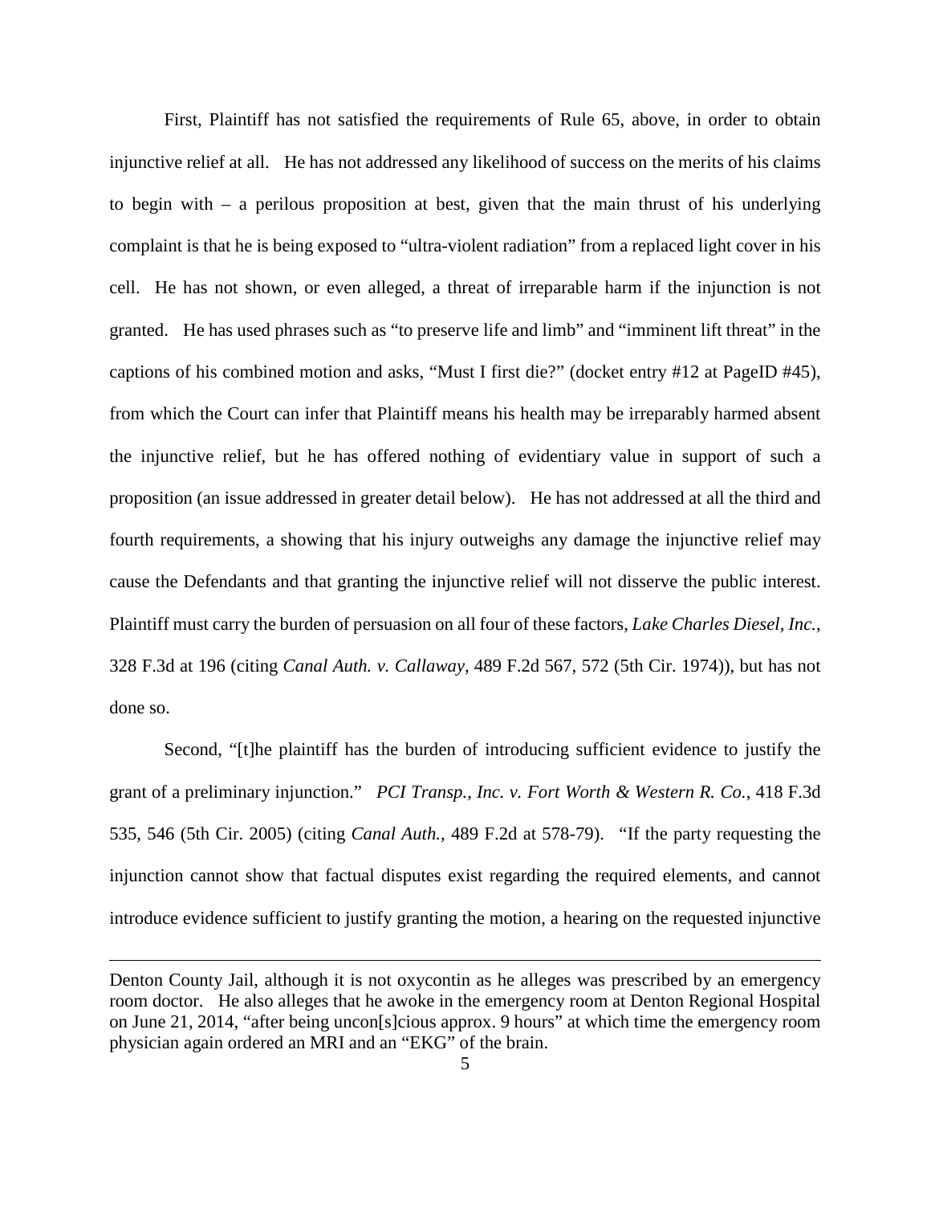First, Plaintiff has not satisfied the requirements of Rule 65, above, in order to obtain injunctive relief at all. He has not addressed any likelihood of success on the merits of his claims to begin with – a perilous proposition at best, given that the main thrust of his underlying complaint is that he is being exposed to "ultra-violent radiation" from a replaced light cover in his cell. He has not shown, or even alleged, a threat of irreparable harm if the injunction is not granted. He has used phrases such as "to preserve life and limb" and "imminent lift threat" in the captions of his combined motion and asks, "Must I first die?" (docket entry #12 at PageID #45), from which the Court can infer that Plaintiff means his health may be irreparably harmed absent the injunctive relief, but he has offered nothing of evidentiary value in support of such a proposition (an issue addressed in greater detail below). He has not addressed at all the third and fourth requirements, a showing that his injury outweighs any damage the injunctive relief may cause the Defendants and that granting the injunctive relief will not disserve the public interest. Plaintiff must carry the burden of persuasion on all four of these factors, *Lake Charles Diesel, Inc.*, 328 F.3d at 196 (citing *Canal Auth. v. Callaway*, 489 F.2d 567, 572 (5th Cir. 1974)), but has not done so.

Second, "[t]he plaintiff has the burden of introducing sufficient evidence to justify the grant of a preliminary injunction." *PCI Transp., Inc. v. Fort Worth & Western R. Co.*, 418 F.3d 535, 546 (5th Cir. 2005) (citing *Canal Auth.*, 489 F.2d at 578-79). "If the party requesting the injunction cannot show that factual disputes exist regarding the required elements, and cannot introduce evidence sufficient to justify granting the motion, a hearing on the requested injunctive

---

Denton County Jail, although it is not oxycontin as he alleges was prescribed by an emergency room doctor. He also alleges that he awoke in the emergency room at Denton Regional Hospital on June 21, 2014, "after being uncon[s]cious approx. 9 hours" at which time the emergency room physician again ordered an MRI and an "EKG" of the brain.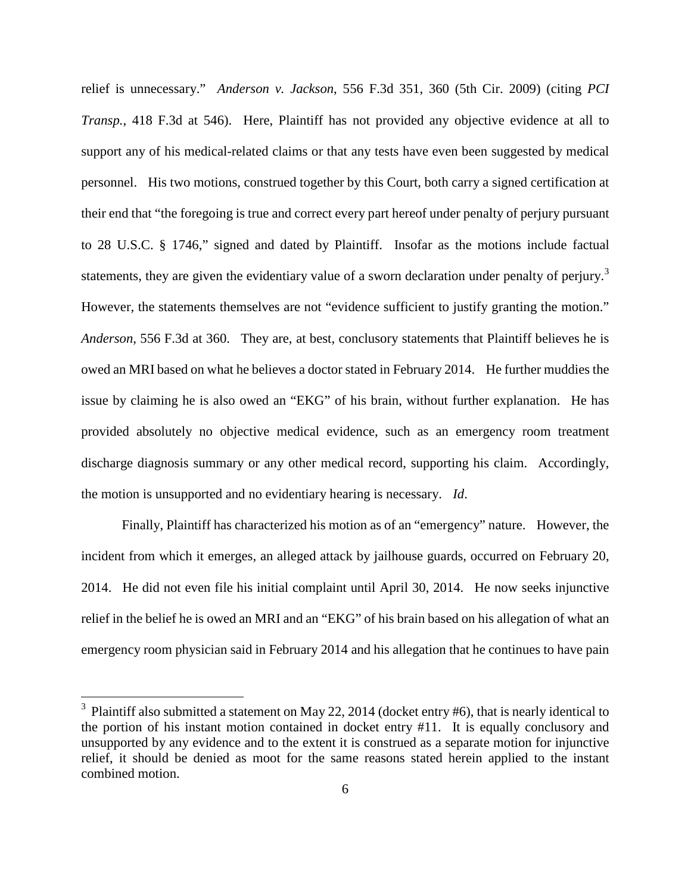relief is unnecessary." *Anderson v. Jackson*, 556 F.3d 351, 360 (5th Cir. 2009) (citing *PCI Transp.*, 418 F.3d at 546). Here, Plaintiff has not provided any objective evidence at all to support any of his medical-related claims or that any tests have even been suggested by medical personnel. His two motions, construed together by this Court, both carry a signed certification at their end that "the foregoing is true and correct every part hereof under penalty of perjury pursuant to 28 U.S.C. § 1746," signed and dated by Plaintiff. Insofar as the motions include factual statements, they are given the evidentiary value of a sworn declaration under penalty of perjury.[3] However, the statements themselves are not "evidence sufficient to justify granting the motion." *Anderson*, 556 F.3d at 360. They are, at best, conclusory statements that Plaintiff believes he is owed an MRI based on what he believes a doctor stated in February 2014. He further muddies the issue by claiming he is also owed an "EKG" of his brain, without further explanation. He has provided absolutely no objective medical evidence, such as an emergency room treatment discharge diagnosis summary or any other medical record, supporting his claim. Accordingly, the motion is unsupported and no evidentiary hearing is necessary. *Id*.

Finally, Plaintiff has characterized his motion as of an "emergency" nature. However, the incident from which it emerges, an alleged attack by jailhouse guards, occurred on February 20, 2014. He did not even file his initial complaint until April 30, 2014. He now seeks injunctive relief in the belief he is owed an MRI and an "EKG" of his brain based on his allegation of what an emergency room physician said in February 2014 and his allegation that he continues to have pain

[3] Plaintiff also submitted a statement on May 22, 2014 (docket entry #6), that is nearly identical to the portion of his instant motion contained in docket entry #11. It is equally conclusory and unsupported by any evidence and to the extent it is construed as a separate motion for injunctive relief, it should be denied as moot for the same reasons stated herein applied to the instant combined motion.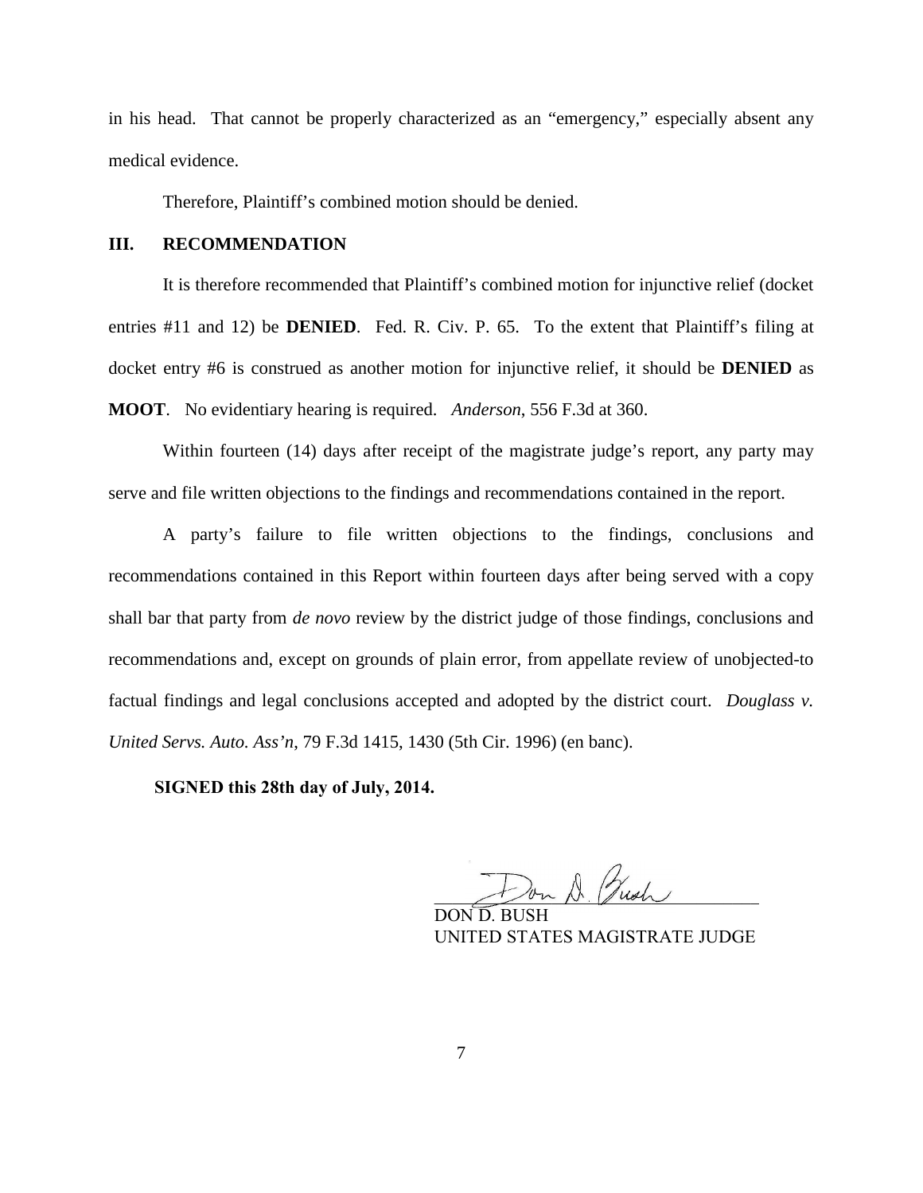in his head. That cannot be properly characterized as an "emergency," especially absent any medical evidence.

Therefore, Plaintiff's combined motion should be denied.

## III. RECOMMENDATION

It is therefore recommended that Plaintiff's combined motion for injunctive relief (docket entries #11 and 12) be **DENIED**. Fed. R. Civ. P. 65. To the extent that Plaintiff's filing at docket entry #6 is construed as another motion for injunctive relief, it should be **DENIED** as **MOOT**. No evidentiary hearing is required. *Anderson*, 556 F.3d at 360.

Within fourteen (14) days after receipt of the magistrate judge's report, any party may serve and file written objections to the findings and recommendations contained in the report.

A party's failure to file written objections to the findings, conclusions and recommendations contained in this Report within fourteen days after being served with a copy shall bar that party from *de novo* review by the district judge of those findings, conclusions and recommendations and, except on grounds of plain error, from appellate review of unobjected-to factual findings and legal conclusions accepted and adopted by the district court. *Douglass v. United Servs. Auto. Ass'n*, 79 F.3d 1415, 1430 (5th Cir. 1996) (en banc).

**SIGNED this 28th day of July, 2014.**

DON D. BUSH
UNITED STATES MAGISTRATE JUDGE